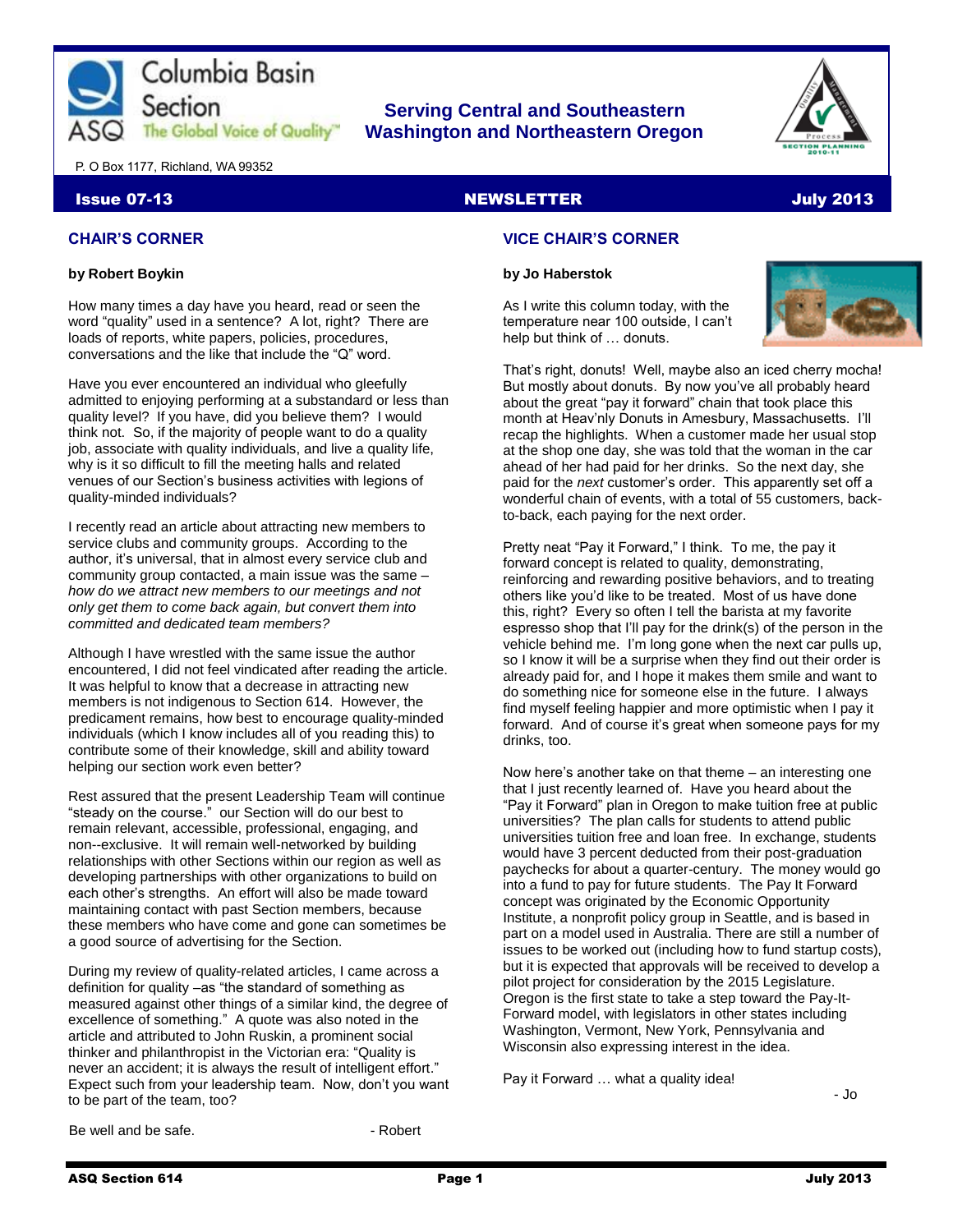Columbia Basin Section
ASQ The Global Voice of Quality™

**Serving Central and Southeastern Washington and Northeastern Oregon**

P. O Box 1177, Richland, WA 99352

**Issue 07-13** | **NEWSLETTER** | **July 2013**

## CHAIR'S CORNER

**by Robert Boykin**

How many times a day have you heard, read or seen the word "quality" used in a sentence? A lot, right? There are loads of reports, white papers, policies, procedures, conversations and the like that include the "Q" word.

Have you ever encountered an individual who gleefully admitted to enjoying performing at a substandard or less than quality level? If you have, did you believe them? I would think not. So, if the majority of people want to do a quality job, associate with quality individuals, and live a quality life, why is it so difficult to fill the meeting halls and related venues of our Section's business activities with legions of quality-minded individuals?

I recently read an article about attracting new members to service clubs and community groups. According to the author, it's universal, that in almost every service club and community group contacted, a main issue was the same – *how do we attract new members to our meetings and not only get them to come back again, but convert them into committed and dedicated team members?*

Although I have wrestled with the same issue the author encountered, I did not feel vindicated after reading the article. It was helpful to know that a decrease in attracting new members is not indigenous to Section 614. However, the predicament remains, how best to encourage quality-minded individuals (which I know includes all of you reading this) to contribute some of their knowledge, skill and ability toward helping our section work even better?

Rest assured that the present Leadership Team will continue "steady on the course." our Section will do our best to remain relevant, accessible, professional, engaging, and non--exclusive. It will remain well-networked by building relationships with other Sections within our region as well as developing partnerships with other organizations to build on each other's strengths. An effort will also be made toward maintaining contact with past Section members, because these members who have come and gone can sometimes be a good source of advertising for the Section.

During my review of quality-related articles, I came across a definition for quality –as "the standard of something as measured against other things of a similar kind, the degree of excellence of something." A quote was also noted in the article and attributed to John Ruskin, a prominent social thinker and philanthropist in the Victorian era: "Quality is never an accident; it is always the result of intelligent effort." Expect such from your leadership team. Now, don't you want to be part of the team, too?

Be well and be safe.

- Robert

## VICE CHAIR'S CORNER

**by Jo Haberstok**

As I write this column today, with the temperature near 100 outside, I can't help but think of … donuts.

That's right, donuts! Well, maybe also an iced cherry mocha! But mostly about donuts. By now you've all probably heard about the great "pay it forward" chain that took place this month at Heav'nly Donuts in Amesbury, Massachusetts. I'll recap the highlights. When a customer made her usual stop at the shop one day, she was told that the woman in the car ahead of her had paid for her drinks. So the next day, she paid for the *next* customer's order. This apparently set off a wonderful chain of events, with a total of 55 customers, back-to-back, each paying for the next order.

Pretty neat "Pay it Forward," I think. To me, the pay it forward concept is related to quality, demonstrating, reinforcing and rewarding positive behaviors, and to treating others like you'd like to be treated. Most of us have done this, right? Every so often I tell the barista at my favorite espresso shop that I'll pay for the drink(s) of the person in the vehicle behind me. I'm long gone when the next car pulls up, so I know it will be a surprise when they find out their order is already paid for, and I hope it makes them smile and want to do something nice for someone else in the future. I always find myself feeling happier and more optimistic when I pay it forward. And of course it's great when someone pays for my drinks, too.

Now here's another take on that theme – an interesting one that I just recently learned of. Have you heard about the "Pay it Forward" plan in Oregon to make tuition free at public universities? The plan calls for students to attend public universities tuition free and loan free. In exchange, students would have 3 percent deducted from their post-graduation paychecks for about a quarter-century. The money would go into a fund to pay for future students. The Pay It Forward concept was originated by the Economic Opportunity Institute, a nonprofit policy group in Seattle, and is based in part on a model used in Australia. There are still a number of issues to be worked out (including how to fund startup costs), but it is expected that approvals will be received to develop a pilot project for consideration by the 2015 Legislature. Oregon is the first state to take a step toward the Pay-It-Forward model, with legislators in other states including Washington, Vermont, New York, Pennsylvania and Wisconsin also expressing interest in the idea.

Pay it Forward … what a quality idea!

- Jo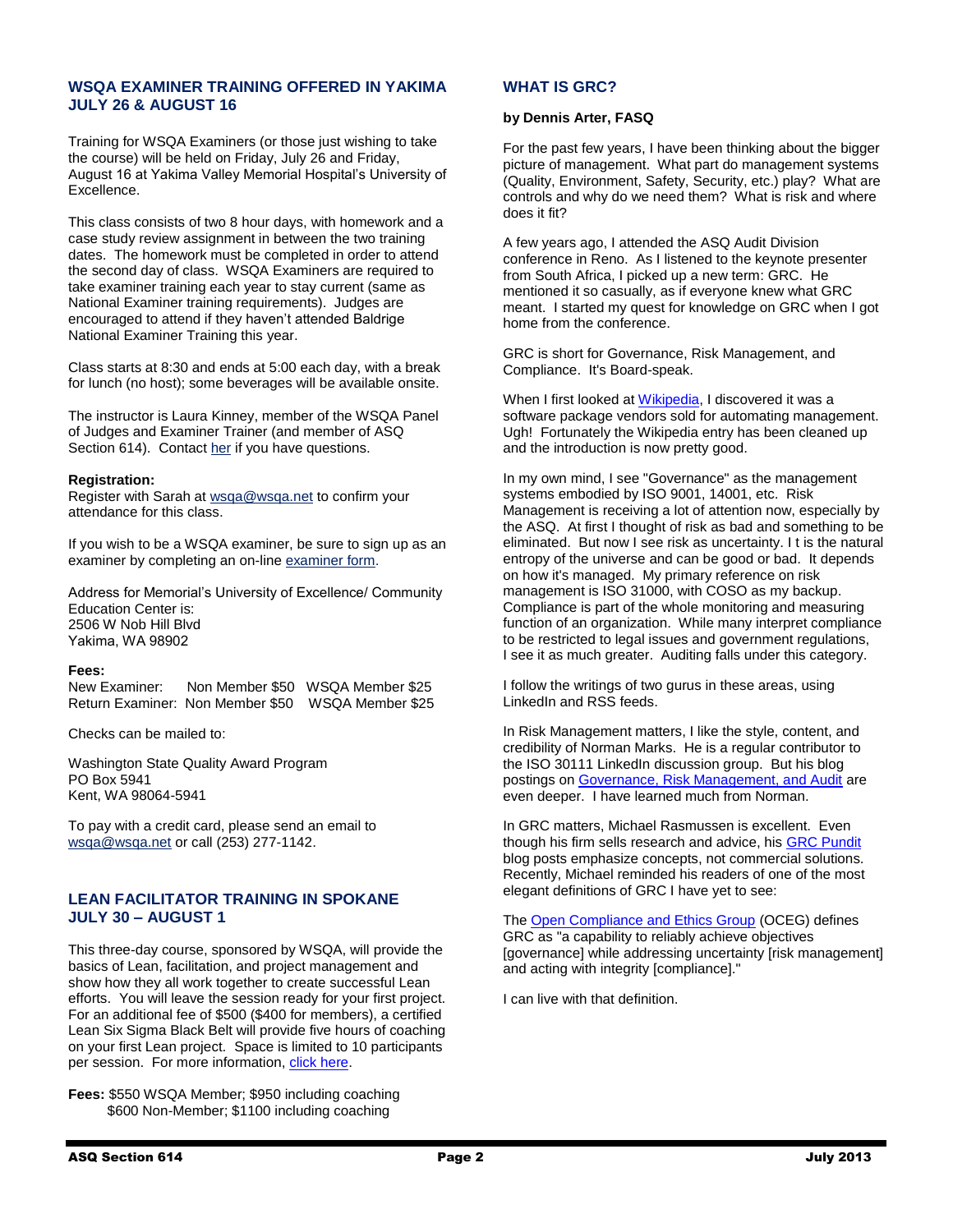## WSQA EXAMINER TRAINING OFFERED IN YAKIMA JULY 26 & AUGUST 16

Training for WSQA Examiners (or those just wishing to take the course) will be held on Friday, July 26 and Friday, August 16 at Yakima Valley Memorial Hospital's University of Excellence.

This class consists of two 8 hour days, with homework and a case study review assignment in between the two training dates. The homework must be completed in order to attend the second day of class. WSQA Examiners are required to take examiner training each year to stay current (same as National Examiner training requirements). Judges are encouraged to attend if they haven't attended Baldrige National Examiner Training this year.

Class starts at 8:30 and ends at 5:00 each day, with a break for lunch (no host); some beverages will be available onsite.

The instructor is Laura Kinney, member of the WSQA Panel of Judges and Examiner Trainer (and member of ASQ Section 614). Contact her if you have questions.

**Registration:**
Register with Sarah at wsqa@wsqa.net to confirm your attendance for this class.

If you wish to be a WSQA examiner, be sure to sign up as an examiner by completing an on-line examiner form.

Address for Memorial's University of Excellence/ Community Education Center is:
2506 W Nob Hill Blvd
Yakima, WA 98902

**Fees:**
New Examiner: Non Member $50 WSQA Member $25
Return Examiner: Non Member $50 WSQA Member $25

Checks can be mailed to:

Washington State Quality Award Program
PO Box 5941
Kent, WA 98064-5941

To pay with a credit card, please send an email to wsqa@wsqa.net or call (253) 277-1142.

## LEAN FACILITATOR TRAINING IN SPOKANE JULY 30 – AUGUST 1

This three-day course, sponsored by WSQA, will provide the basics of Lean, facilitation, and project management and show how they all work together to create successful Lean efforts. You will leave the session ready for your first project. For an additional fee of $500 ($400 for members), a certified Lean Six Sigma Black Belt will provide five hours of coaching on your first Lean project. Space is limited to 10 participants per session. For more information, click here.

**Fees:** $550 WSQA Member; $950 including coaching
$600 Non-Member; $1100 including coaching

## WHAT IS GRC?

**by Dennis Arter, FASQ**

For the past few years, I have been thinking about the bigger picture of management. What part do management systems (Quality, Environment, Safety, Security, etc.) play? What are controls and why do we need them? What is risk and where does it fit?

A few years ago, I attended the ASQ Audit Division conference in Reno. As I listened to the keynote presenter from South Africa, I picked up a new term: GRC. He mentioned it so casually, as if everyone knew what GRC meant. I started my quest for knowledge on GRC when I got home from the conference.

GRC is short for Governance, Risk Management, and Compliance. It's Board-speak.

When I first looked at Wikipedia, I discovered it was a software package vendors sold for automating management. Ugh! Fortunately the Wikipedia entry has been cleaned up and the introduction is now pretty good.

In my own mind, I see "Governance" as the management systems embodied by ISO 9001, 14001, etc. Risk Management is receiving a lot of attention now, especially by the ASQ. At first I thought of risk as bad and something to be eliminated. But now I see risk as uncertainty. I t is the natural entropy of the universe and can be good or bad. It depends on how it's managed. My primary reference on risk management is ISO 31000, with COSO as my backup. Compliance is part of the whole monitoring and measuring function of an organization. While many interpret compliance to be restricted to legal issues and government regulations, I see it as much greater. Auditing falls under this category.

I follow the writings of two gurus in these areas, using LinkedIn and RSS feeds.

In Risk Management matters, I like the style, content, and credibility of Norman Marks. He is a regular contributor to the ISO 30111 LinkedIn discussion group. But his blog postings on Governance, Risk Management, and Audit are even deeper. I have learned much from Norman.

In GRC matters, Michael Rasmussen is excellent. Even though his firm sells research and advice, his GRC Pundit blog posts emphasize concepts, not commercial solutions. Recently, Michael reminded his readers of one of the most elegant definitions of GRC I have yet to see:

The Open Compliance and Ethics Group (OCEG) defines GRC as "a capability to reliably achieve objectives [governance] while addressing uncertainty [risk management] and acting with integrity [compliance]."

I can live with that definition.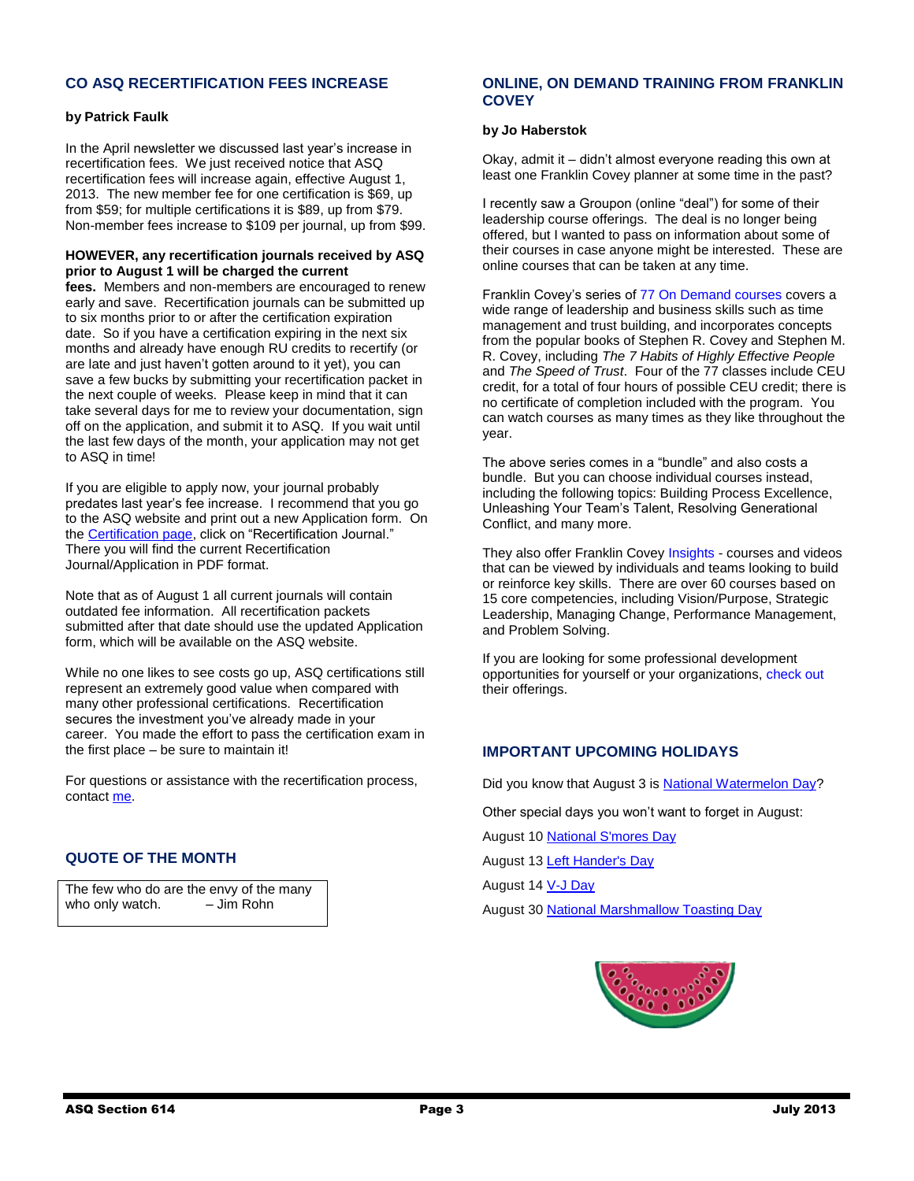## CO ASQ RECERTIFICATION FEES INCREASE

**by Patrick Faulk**

In the April newsletter we discussed last year's increase in recertification fees. We just received notice that ASQ recertification fees will increase again, effective August 1, 2013. The new member fee for one certification is $69, up from $59; for multiple certifications it is $89, up from $79. Non-member fees increase to $109 per journal, up from $99.

**HOWEVER, any recertification journals received by ASQ prior to August 1 will be charged the current fees.** Members and non-members are encouraged to renew early and save. Recertification journals can be submitted up to six months prior to or after the certification expiration date. So if you have a certification expiring in the next six months and already have enough RU credits to recertify (or are late and just haven't gotten around to it yet), you can save a few bucks by submitting your recertification packet in the next couple of weeks. Please keep in mind that it can take several days for me to review your documentation, sign off on the application, and submit it to ASQ. If you wait until the last few days of the month, your application may not get to ASQ in time!

If you are eligible to apply now, your journal probably predates last year's fee increase. I recommend that you go to the ASQ website and print out a new Application form. On the Certification page, click on "Recertification Journal." There you will find the current Recertification Journal/Application in PDF format.

Note that as of August 1 all current journals will contain outdated fee information. All recertification packets submitted after that date should use the updated Application form, which will be available on the ASQ website.

While no one likes to see costs go up, ASQ certifications still represent an extremely good value when compared with many other professional certifications. Recertification secures the investment you've already made in your career. You made the effort to pass the certification exam in the first place – be sure to maintain it!

For questions or assistance with the recertification process, contact me.

## QUOTE OF THE MONTH

The few who do are the envy of the many who only watch. – Jim Rohn

## ONLINE, ON DEMAND TRAINING FROM FRANKLIN COVEY

**by Jo Haberstok**

Okay, admit it – didn't almost everyone reading this own at least one Franklin Covey planner at some time in the past?

I recently saw a Groupon (online "deal") for some of their leadership course offerings. The deal is no longer being offered, but I wanted to pass on information about some of their courses in case anyone might be interested. These are online courses that can be taken at any time.

Franklin Covey's series of 77 On Demand courses covers a wide range of leadership and business skills such as time management and trust building, and incorporates concepts from the popular books of Stephen R. Covey and Stephen M. R. Covey, including *The 7 Habits of Highly Effective People* and *The Speed of Trust*. Four of the 77 classes include CEU credit, for a total of four hours of possible CEU credit; there is no certificate of completion included with the program. You can watch courses as many times as they like throughout the year.

The above series comes in a "bundle" and also costs a bundle. But you can choose individual courses instead, including the following topics: Building Process Excellence, Unleashing Your Team's Talent, Resolving Generational Conflict, and many more.

They also offer Franklin Covey Insights - courses and videos that can be viewed by individuals and teams looking to build or reinforce key skills. There are over 60 courses based on 15 core competencies, including Vision/Purpose, Strategic Leadership, Managing Change, Performance Management, and Problem Solving.

If you are looking for some professional development opportunities for yourself or your organizations, check out their offerings.

## IMPORTANT UPCOMING HOLIDAYS

Did you know that August 3 is National Watermelon Day?

Other special days you won't want to forget in August:

August 10 National S'mores Day

August 13 Left Hander's Day

August 14 V-J Day

August 30 National Marshmallow Toasting Day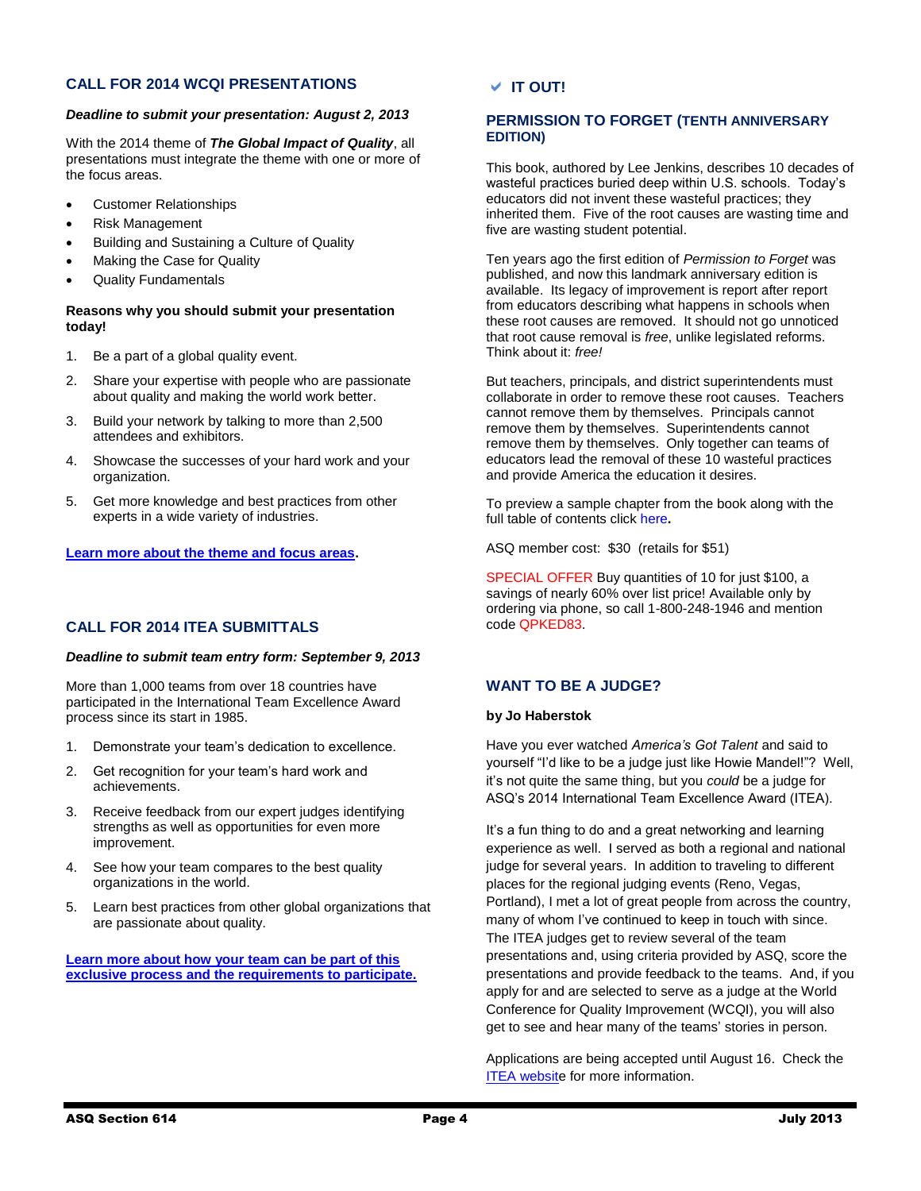## CALL FOR 2014 WCQI PRESENTATIONS

***Deadline to submit your presentation: August 2, 2013***

With the 2014 theme of ***The Global Impact of Quality***, all presentations must integrate the theme with one or more of the focus areas.

- Customer Relationships
- Risk Management
- Building and Sustaining a Culture of Quality
- Making the Case for Quality
- Quality Fundamentals

**Reasons why you should submit your presentation today!**

1. Be a part of a global quality event.
2. Share your expertise with people who are passionate about quality and making the world work better.
3. Build your network by talking to more than 2,500 attendees and exhibitors.
4. Showcase the successes of your hard work and your organization.
5. Get more knowledge and best practices from other experts in a wide variety of industries.

**Learn more about the theme and focus areas.**

## CALL FOR 2014 ITEA SUBMITTALS

***Deadline to submit team entry form: September 9, 2013***

More than 1,000 teams from over 18 countries have participated in the International Team Excellence Award process since its start in 1985.

1. Demonstrate your team's dedication to excellence.
2. Get recognition for your team's hard work and achievements.
3. Receive feedback from our expert judges identifying strengths as well as opportunities for even more improvement.
4. See how your team compares to the best quality organizations in the world.
5. Learn best practices from other global organizations that are passionate about quality.

**Learn more about how your team can be part of this exclusive process and the requirements to participate.**

## ✔ IT OUT!

### PERMISSION TO FORGET (TENTH ANNIVERSARY EDITION)

This book, authored by Lee Jenkins, describes 10 decades of wasteful practices buried deep within U.S. schools. Today's educators did not invent these wasteful practices; they inherited them. Five of the root causes are wasting time and five are wasting student potential.

Ten years ago the first edition of *Permission to Forget* was published, and now this landmark anniversary edition is available. Its legacy of improvement is report after report from educators describing what happens in schools when these root causes are removed. It should not go unnoticed that root cause removal is *free*, unlike legislated reforms. Think about it: *free!*

But teachers, principals, and district superintendents must collaborate in order to remove these root causes. Teachers cannot remove them by themselves. Principals cannot remove them by themselves. Superintendents cannot remove them by themselves. Only together can teams of educators lead the removal of these 10 wasteful practices and provide America the education it desires.

To preview a sample chapter from the book along with the full table of contents click here**.**

ASQ member cost: $30 (retails for $51)

SPECIAL OFFER Buy quantities of 10 for just $100, a savings of nearly 60% over list price! Available only by ordering via phone, so call 1-800-248-1946 and mention code QPKED83.

## WANT TO BE A JUDGE?

**by Jo Haberstok**

Have you ever watched *America's Got Talent* and said to yourself "I'd like to be a judge just like Howie Mandel!"? Well, it's not quite the same thing, but you *could* be a judge for ASQ's 2014 International Team Excellence Award (ITEA).

It's a fun thing to do and a great networking and learning experience as well. I served as both a regional and national judge for several years. In addition to traveling to different places for the regional judging events (Reno, Vegas, Portland), I met a lot of great people from across the country, many of whom I've continued to keep in touch with since. The ITEA judges get to review several of the team presentations and, using criteria provided by ASQ, score the presentations and provide feedback to the teams. And, if you apply for and are selected to serve as a judge at the World Conference for Quality Improvement (WCQI), you will also get to see and hear many of the teams' stories in person.

Applications are being accepted until August 16. Check the ITEA website for more information.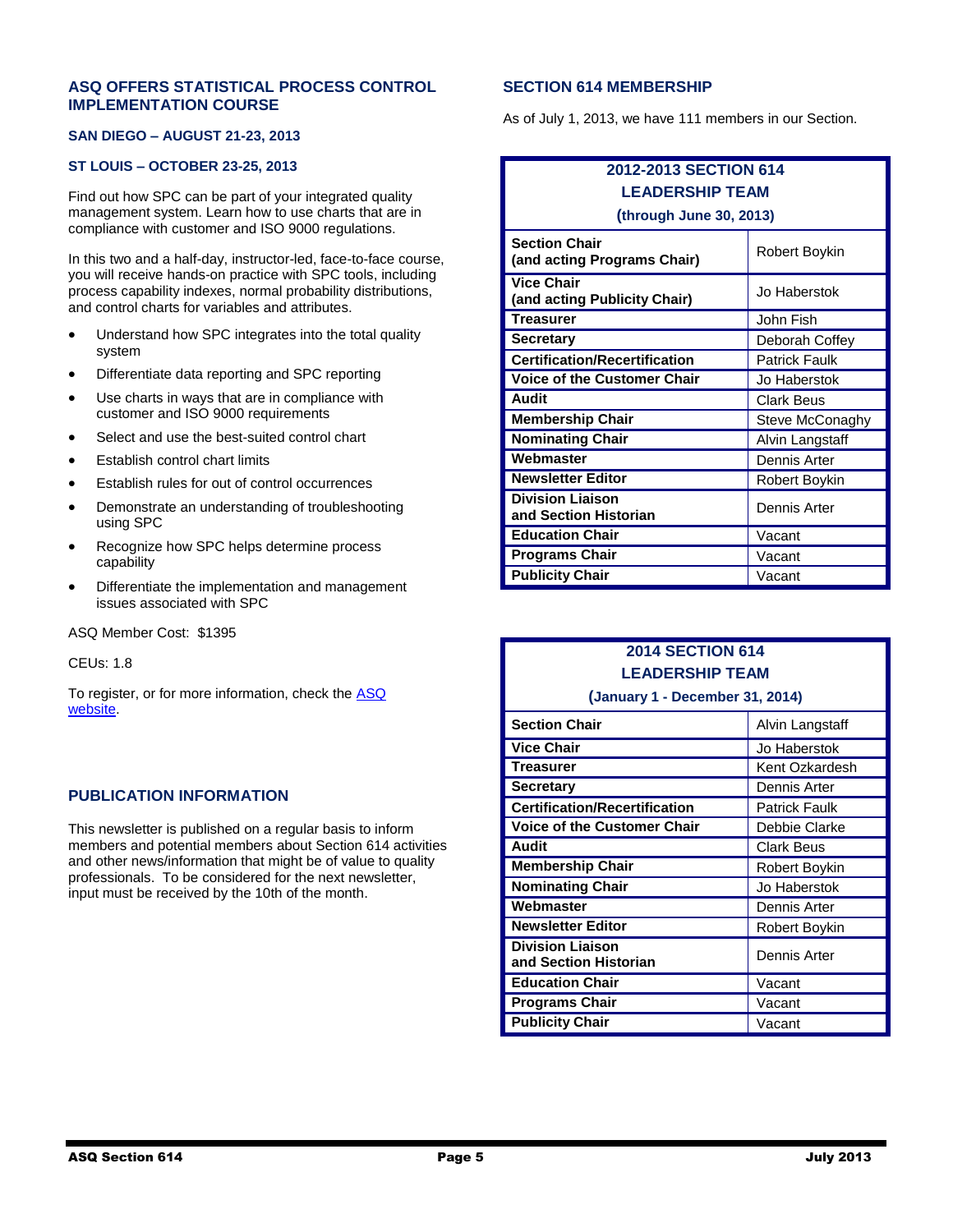## ASQ OFFERS STATISTICAL PROCESS CONTROL IMPLEMENTATION COURSE

### SAN DIEGO – AUGUST 21-23, 2013

### ST LOUIS – OCTOBER 23-25, 2013

Find out how SPC can be part of your integrated quality management system. Learn how to use charts that are in compliance with customer and ISO 9000 regulations.

In this two and a half-day, instructor-led, face-to-face course, you will receive hands-on practice with SPC tools, including process capability indexes, normal probability distributions, and control charts for variables and attributes.

- Understand how SPC integrates into the total quality system
- Differentiate data reporting and SPC reporting
- Use charts in ways that are in compliance with customer and ISO 9000 requirements
- Select and use the best-suited control chart
- Establish control chart limits
- Establish rules for out of control occurrences
- Demonstrate an understanding of troubleshooting using SPC
- Recognize how SPC helps determine process capability
- Differentiate the implementation and management issues associated with SPC

ASQ Member Cost: $1395

CEUs: 1.8

To register, or for more information, check the ASQ website.

## PUBLICATION INFORMATION

This newsletter is published on a regular basis to inform members and potential members about Section 614 activities and other news/information that might be of value to quality professionals. To be considered for the next newsletter, input must be received by the 10th of the month.

## SECTION 614 MEMBERSHIP

As of July 1, 2013, we have 111 members in our Section.

| 2012-2013 SECTION 614 LEADERSHIP TEAM (through June 30, 2013) | |
|---|---|
| **Section Chair (and acting Programs Chair)** | Robert Boykin |
| **Vice Chair (and acting Publicity Chair)** | Jo Haberstok |
| **Treasurer** | John Fish |
| **Secretary** | Deborah Coffey |
| **Certification/Recertification** | Patrick Faulk |
| **Voice of the Customer Chair** | Jo Haberstok |
| **Audit** | Clark Beus |
| **Membership Chair** | Steve McConaghy |
| **Nominating Chair** | Alvin Langstaff |
| **Webmaster** | Dennis Arter |
| **Newsletter Editor** | Robert Boykin |
| **Division Liaison and Section Historian** | Dennis Arter |
| **Education Chair** | Vacant |
| **Programs Chair** | Vacant |
| **Publicity Chair** | Vacant |

| 2014 SECTION 614 LEADERSHIP TEAM (January 1 - December 31, 2014) | |
|---|---|
| **Section Chair** | Alvin Langstaff |
| **Vice Chair** | Jo Haberstok |
| **Treasurer** | Kent Ozkardesh |
| **Secretary** | Dennis Arter |
| **Certification/Recertification** | Patrick Faulk |
| **Voice of the Customer Chair** | Debbie Clarke |
| **Audit** | Clark Beus |
| **Membership Chair** | Robert Boykin |
| **Nominating Chair** | Jo Haberstok |
| **Webmaster** | Dennis Arter |
| **Newsletter Editor** | Robert Boykin |
| **Division Liaison and Section Historian** | Dennis Arter |
| **Education Chair** | Vacant |
| **Programs Chair** | Vacant |
| **Publicity Chair** | Vacant |